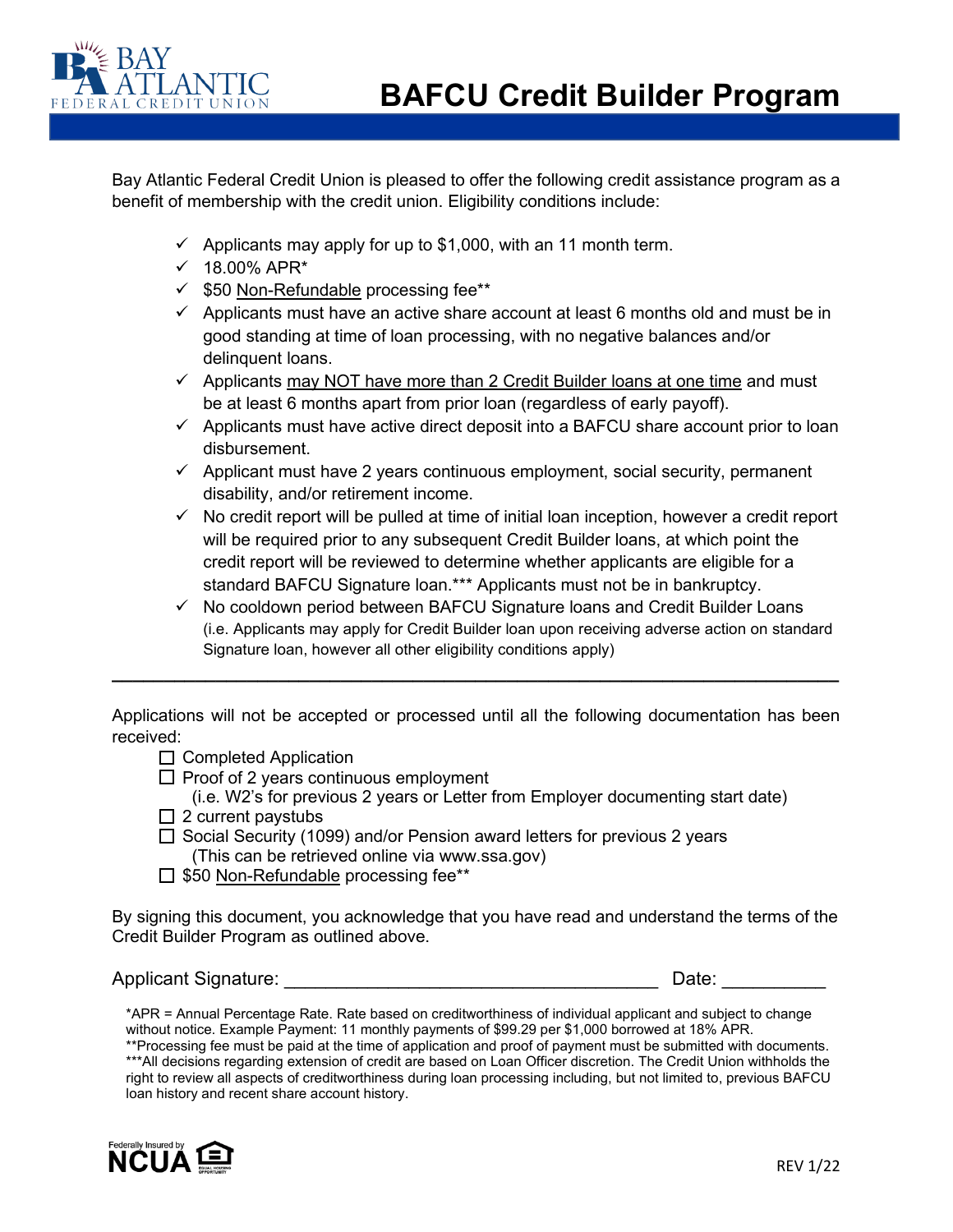# BAFCU Credit Builder Program

Bay Atlantic Federal Credit Union is pleased to offer the following credit assistance program as a benefit of membership with the credit union. Eligibility conditions include:

- ✓ Applicants may apply for up to $1,000, with an 11 month term.
- ✓ 18.00% APR*
- ✓ $50 Non-Refundable processing fee**
- ✓ Applicants must have an active share account at least 6 months old and must be in good standing at time of loan processing, with no negative balances and/or delinquent loans.
- ✓ Applicants may NOT have more than 2 Credit Builder loans at one time and must be at least 6 months apart from prior loan (regardless of early payoff).
- ✓ Applicants must have active direct deposit into a BAFCU share account prior to loan disbursement.
- ✓ Applicant must have 2 years continuous employment, social security, permanent disability, and/or retirement income.
- ✓ No credit report will be pulled at time of initial loan inception, however a credit report will be required prior to any subsequent Credit Builder loans, at which point the credit report will be reviewed to determine whether applicants are eligible for a standard BAFCU Signature loan.*** Applicants must not be in bankruptcy.
- ✓ No cooldown period between BAFCU Signature loans and Credit Builder Loans (i.e. Applicants may apply for Credit Builder loan upon receiving adverse action on standard Signature loan, however all other eligibility conditions apply)

---

Applications will not be accepted or processed until all the following documentation has been received:

- ☐ Completed Application
- ☐ Proof of 2 years continuous employment
  (i.e. W2's for previous 2 years or Letter from Employer documenting start date)
- ☐ 2 current paystubs
- ☐ Social Security (1099) and/or Pension award letters for previous 2 years
  (This can be retrieved online via www.ssa.gov)
- ☐ $50 Non-Refundable processing fee**

By signing this document, you acknowledge that you have read and understand the terms of the Credit Builder Program as outlined above.

Applicant Signature: ____________________________________ Date: __________

*APR = Annual Percentage Rate. Rate based on creditworthiness of individual applicant and subject to change without notice. Example Payment: 11 monthly payments of $99.29 per $1,000 borrowed at 18% APR.
**Processing fee must be paid at the time of application and proof of payment must be submitted with documents.
***All decisions regarding extension of credit are based on Loan Officer discretion. The Credit Union withholds the right to review all aspects of creditworthiness during loan processing including, but not limited to, previous BAFCU loan history and recent share account history.

Federally Insured by NCUA

REV 1/22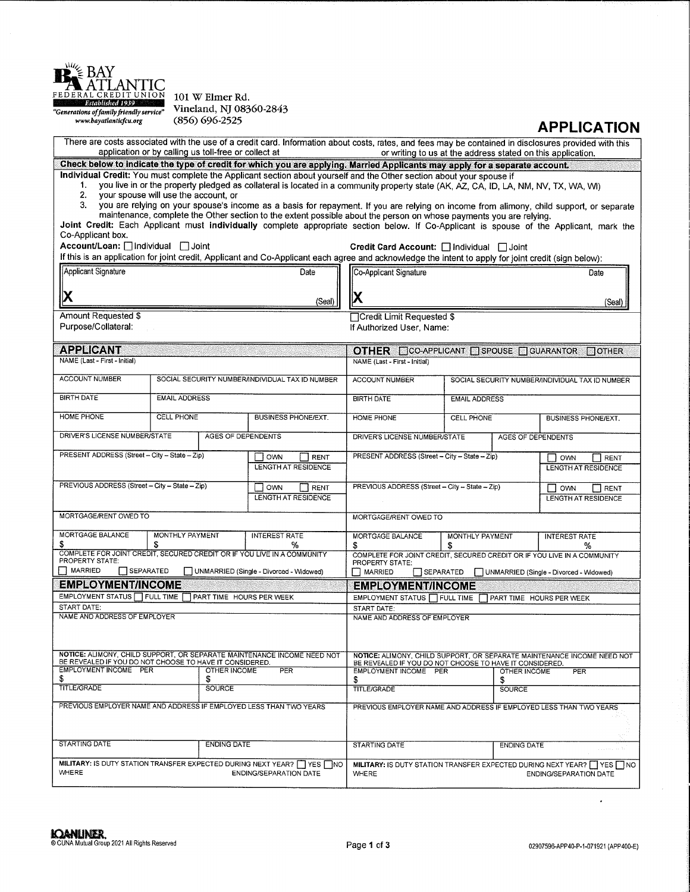BAY ATLANTIC FEDERAL CREDIT UNION
Established 1939
"Generations of family friendly service"
www.bayatlanticfcu.org

101 W Elmer Rd.
Vineland, NJ 08360-2843
(856) 696-2525

# APPLICATION

There are costs associated with the use of a credit card. Information about costs, rates, and fees may be contained in disclosures provided with this application or by calling us toll-free or collect at or writing to us at the address stated on this application.

**Check below to indicate the type of credit for which you are applying. Married Applicants may apply for a separate account.**

**Individual Credit:** You must complete the Applicant section about yourself and the Other section about your spouse if

1. you live in or the property pledged as collateral is located in a community property state (AK, AZ, CA, ID, LA, NM, NV, TX, WA, WI)
2. your spouse will use the account, or
3. you are relying on your spouse's income as a basis for repayment. If you are relying on income from alimony, child support, or separate maintenance, complete the Other section to the extent possible about the person on whose payments you are relying.

**Joint Credit:** Each Applicant must **individually** complete appropriate section below. If Co-Applicant is spouse of the Applicant, mark the Co-Applicant box.

**Account/Loan:** ☐ Individual ☐ Joint **Credit Card Account:** ☐ Individual ☐ Joint

If this is an application for joint credit, Applicant and Co-Applicant each agree and acknowledge the intent to apply for joint credit (sign below):

| Applicant Signature | Date | Co-Applicant Signature | Date |
|---|---|---|---|
| X | (Seal) | X | (Seal) |

Amount Requested $
Purpose/Collateral:

☐ Credit Limit Requested $
If Authorized User, Name:

| **APPLICANT** | | | **OTHER** ☐ CO-APPLICANT ☐ SPOUSE ☐ GUARANTOR ☐ OTHER | | |
|---|---|---|---|---|---|
| NAME (Last - First - Initial) | | | NAME (Last - First - Initial) | | |
| ACCOUNT NUMBER | SOCIAL SECURITY NUMBER/INDIVIDUAL TAX ID NUMBER | | ACCOUNT NUMBER | SOCIAL SECURITY NUMBER/INDIVIDUAL TAX ID NUMBER | |
| BIRTH DATE | EMAIL ADDRESS | | BIRTH DATE | EMAIL ADDRESS | |
| HOME PHONE | CELL PHONE | BUSINESS PHONE/EXT. | HOME PHONE | CELL PHONE | BUSINESS PHONE/EXT. |
| DRIVER'S LICENSE NUMBER/STATE | AGES OF DEPENDENTS | | DRIVER'S LICENSE NUMBER/STATE | AGES OF DEPENDENTS | |
| PRESENT ADDRESS (Street – City – State – Zip) | | ☐ OWN ☐ RENT LENGTH AT RESIDENCE | PRESENT ADDRESS (Street – City – State – Zip) | | ☐ OWN ☐ RENT LENGTH AT RESIDENCE |
| PREVIOUS ADDRESS (Street – City – State – Zip) | | ☐ OWN ☐ RENT LENGTH AT RESIDENCE | PREVIOUS ADDRESS (Street – City – State – Zip) | | ☐ OWN ☐ RENT LENGTH AT RESIDENCE |
| MORTGAGE/RENT OWED TO | | | MORTGAGE/RENT OWED TO | | |
| MORTGAGE BALANCE $ | MONTHLY PAYMENT $ | INTEREST RATE % | MORTGAGE BALANCE $ | MONTHLY PAYMENT $ | INTEREST RATE % |
| COMPLETE FOR JOINT CREDIT, SECURED CREDIT OR IF YOU LIVE IN A COMMUNITY PROPERTY STATE: ☐ MARRIED ☐ SEPARATED ☐ UNMARRIED (Single - Divorced - Widowed) | | | COMPLETE FOR JOINT CREDIT, SECURED CREDIT OR IF YOU LIVE IN A COMMUNITY PROPERTY STATE: ☐ MARRIED ☐ SEPARATED ☐ UNMARRIED (Single - Divorced - Widowed) | | |
| **EMPLOYMENT/INCOME** | | | **EMPLOYMENT/INCOME** | | |
| EMPLOYMENT STATUS ☐ FULL TIME ☐ PART TIME HOURS PER WEEK | | | EMPLOYMENT STATUS ☐ FULL TIME ☐ PART TIME HOURS PER WEEK | | |
| START DATE: | | | START DATE: | | |
| NAME AND ADDRESS OF EMPLOYER | | | NAME AND ADDRESS OF EMPLOYER | | |
| **NOTICE:** ALIMONY, CHILD SUPPORT, OR SEPARATE MAINTENANCE INCOME NEED NOT BE REVEALED IF YOU DO NOT CHOOSE TO HAVE IT CONSIDERED. | | | **NOTICE:** ALIMONY, CHILD SUPPORT, OR SEPARATE MAINTENANCE INCOME NEED NOT BE REVEALED IF YOU DO NOT CHOOSE TO HAVE IT CONSIDERED. | | |
| EMPLOYMENT INCOME PER $ | OTHER INCOME PER $ | | EMPLOYMENT INCOME PER $ | OTHER INCOME PER $ | |
| TITLE/GRADE | SOURCE | | TITLE/GRADE | SOURCE | |
| PREVIOUS EMPLOYER NAME AND ADDRESS IF EMPLOYED LESS THAN TWO YEARS | | | PREVIOUS EMPLOYER NAME AND ADDRESS IF EMPLOYED LESS THAN TWO YEARS | | |
| STARTING DATE | ENDING DATE | | STARTING DATE | ENDING DATE | |
| **MILITARY:** IS DUTY STATION TRANSFER EXPECTED DURING NEXT YEAR? ☐ YES ☐ NO WHERE ENDING/SEPARATION DATE | | | **MILITARY:** IS DUTY STATION TRANSFER EXPECTED DURING NEXT YEAR? ☐ YES ☐ NO WHERE ENDING/SEPARATION DATE | | |

LOANLINER.
© CUNA Mutual Group 2021 All Rights Reserved

02907596-APP40-P-1-071921 (APP400-E)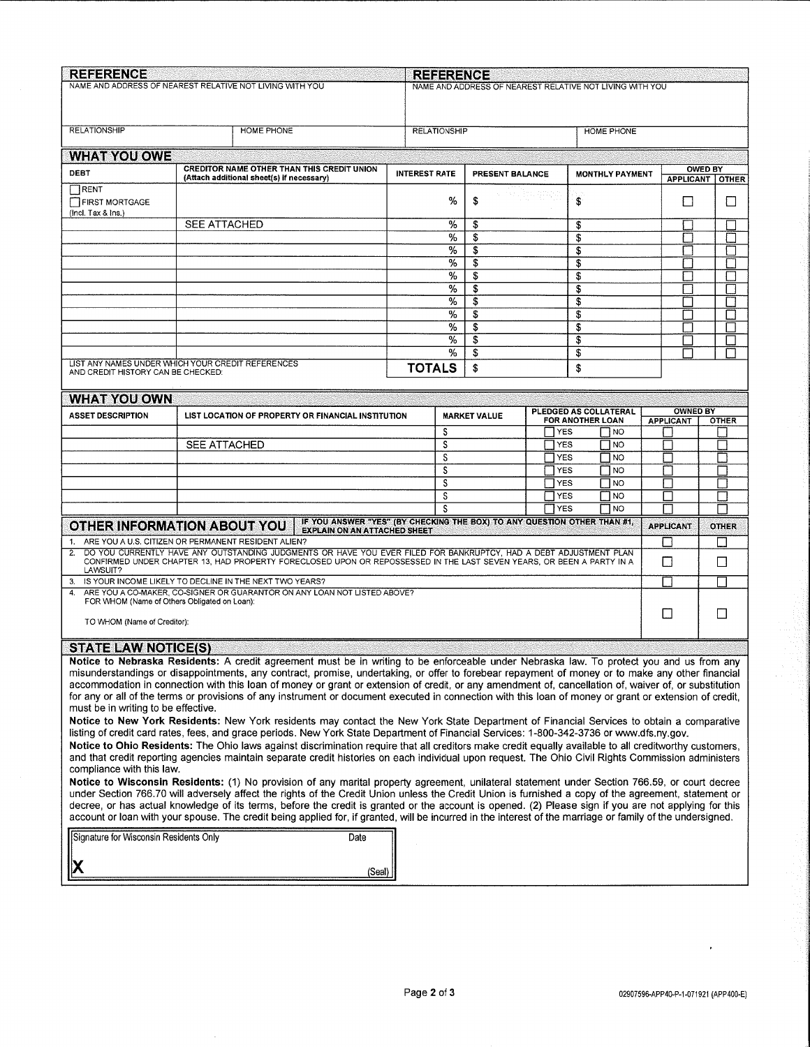## REFERENCE

| NAME AND ADDRESS OF NEAREST RELATIVE NOT LIVING WITH YOU | |
| --- | --- |
| RELATIONSHIP | HOME PHONE |

## REFERENCE

| NAME AND ADDRESS OF NEAREST RELATIVE NOT LIVING WITH YOU | |
| --- | --- |
| RELATIONSHIP | HOME PHONE |

## WHAT YOU OWE

| DEBT | CREDITOR NAME OTHER THAN THIS CREDIT UNION (Attach additional sheet(s) if necessary) | INTEREST RATE | PRESENT BALANCE | MONTHLY PAYMENT | OWED BY | |
| --- | --- | --- | --- | --- | --- | --- |
| | | | | | APPLICANT | OTHER |
| ☐ RENT ☐ FIRST MORTGAGE (Incl. Tax & Ins.) | | % | $ | $ | ☐ | ☐ |
| | SEE ATTACHED | % | $ | $ | ☐ | ☐ |
| | | % | $ | $ | ☐ | ☐ |
| | | % | $ | $ | ☐ | ☐ |
| | | % | $ | $ | ☐ | ☐ |
| | | % | $ | $ | ☐ | ☐ |
| | | % | $ | $ | ☐ | ☐ |
| | | % | $ | $ | ☐ | ☐ |
| | | % | $ | $ | ☐ | ☐ |
| | | % | $ | $ | ☐ | ☐ |
| | | % | $ | $ | ☐ | ☐ |
| | | % | $ | $ | ☐ | ☐ |
| LIST ANY NAMES UNDER WHICH YOUR CREDIT REFERENCES AND CREDIT HISTORY CAN BE CHECKED: | | **TOTALS** | $ | $ | | |

## WHAT YOU OWN

| ASSET DESCRIPTION | LIST LOCATION OF PROPERTY OR FINANCIAL INSTITUTION | MARKET VALUE | PLEDGED AS COLLATERAL FOR ANOTHER LOAN | OWNED BY | |
| --- | --- | --- | --- | --- | --- |
| | | | | APPLICANT | OTHER |
| | | $ | ☐ YES ☐ NO | ☐ | ☐ |
| | SEE ATTACHED | $ | ☐ YES ☐ NO | ☐ | ☐ |
| | | $ | ☐ YES ☐ NO | ☐ | ☐ |
| | | $ | ☐ YES ☐ NO | ☐ | ☐ |
| | | $ | ☐ YES ☐ NO | ☐ | ☐ |
| | | $ | ☐ YES ☐ NO | ☐ | ☐ |
| | | $ | ☐ YES ☐ NO | ☐ | ☐ |

## OTHER INFORMATION ABOUT YOU

**IF YOU ANSWER "YES" (BY CHECKING THE BOX) TO ANY QUESTION OTHER THAN #1, EXPLAIN ON AN ATTACHED SHEET**

| | APPLICANT | OTHER |
| --- | --- | --- |
| 1. ARE YOU A U.S. CITIZEN OR PERMANENT RESIDENT ALIEN? | ☐ | ☐ |
| 2. DO YOU CURRENTLY HAVE ANY OUTSTANDING JUDGMENTS OR HAVE YOU EVER FILED FOR BANKRUPTCY, HAD A DEBT ADJUSTMENT PLAN CONFIRMED UNDER CHAPTER 13, HAD PROPERTY FORECLOSED UPON OR REPOSSESSED IN THE LAST SEVEN YEARS, OR BEEN A PARTY IN A LAWSUIT? | ☐ | ☐ |
| 3. IS YOUR INCOME LIKELY TO DECLINE IN THE NEXT TWO YEARS? | ☐ | ☐ |
| 4. ARE YOU A CO-MAKER, CO-SIGNER OR GUARANTOR ON ANY LOAN NOT LISTED ABOVE? FOR WHOM (Name of Others Obligated on Loan): TO WHOM (Name of Creditor): | ☐ | ☐ |

## STATE LAW NOTICE(S)

**Notice to Nebraska Residents:** A credit agreement must be in writing to be enforceable under Nebraska law. To protect you and us from any misunderstandings or disappointments, any contract, promise, undertaking, or offer to forebear repayment of money or to make any other financial accommodation in connection with this loan of money or grant or extension of credit, or any amendment of, cancellation of, waiver of, or substitution for any or all of the terms or provisions of any instrument or document executed in connection with this loan of money or grant or extension of credit, must be in writing to be effective.

**Notice to New York Residents:** New York residents may contact the New York State Department of Financial Services to obtain a comparative listing of credit card rates, fees, and grace periods. New York State Department of Financial Services: 1-800-342-3736 or www.dfs.ny.gov.

**Notice to Ohio Residents:** The Ohio laws against discrimination require that all creditors make credit equally available to all creditworthy customers, and that credit reporting agencies maintain separate credit histories on each individual upon request. The Ohio Civil Rights Commission administers compliance with this law.

**Notice to Wisconsin Residents:** (1) No provision of any marital property agreement, unilateral statement under Section 766.59, or court decree under Section 766.70 will adversely affect the rights of the Credit Union unless the Credit Union is furnished a copy of the agreement, statement or decree, or has actual knowledge of its terms, before the credit is granted or the account is opened. (2) Please sign if you are not applying for this account or loan with your spouse. The credit being applied for, if granted, will be incurred in the interest of the marriage or family of the undersigned.

| Signature for Wisconsin Residents Only | Date |
| --- | --- |
| X | (Seal) |

02907596-APP40-P-1-071921 (APP400-E)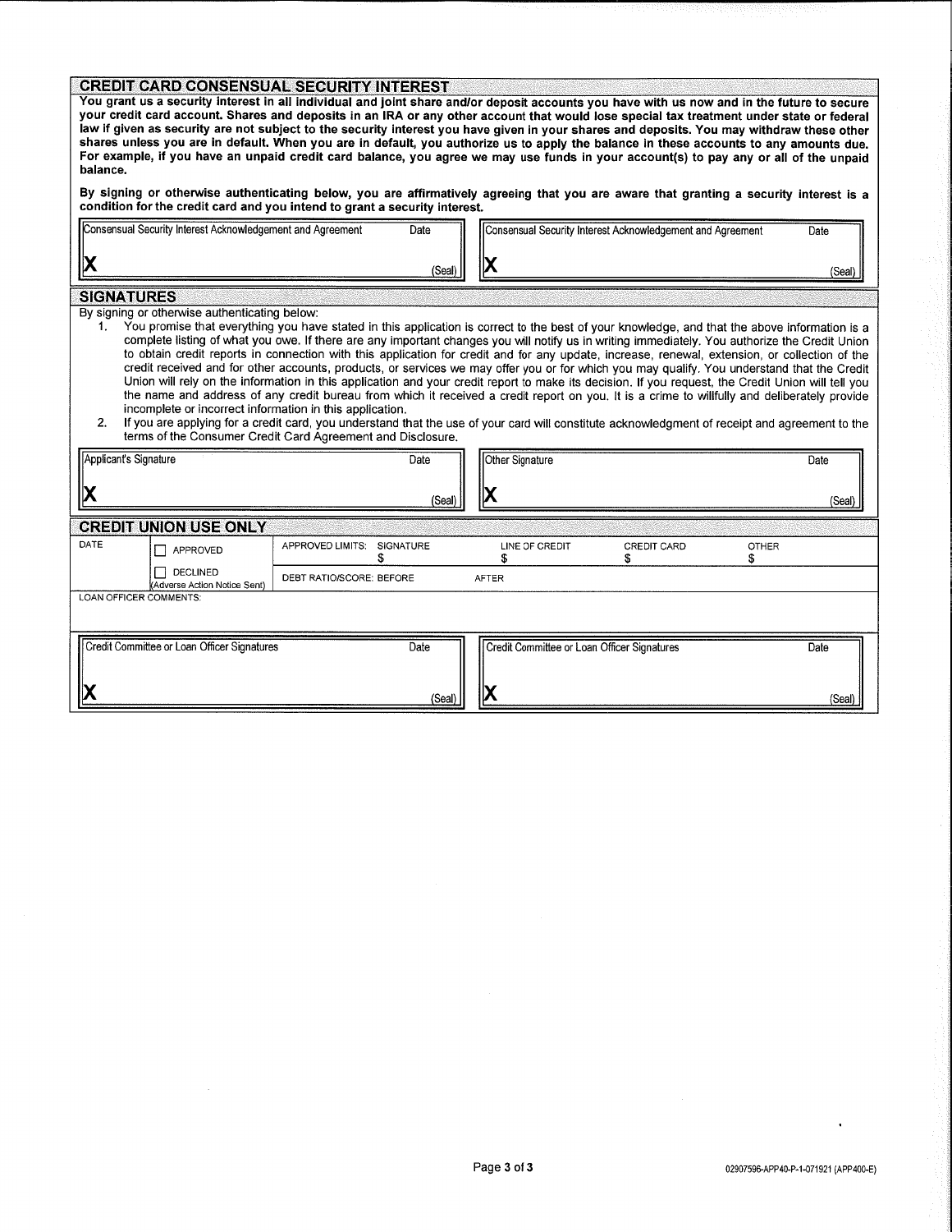## CREDIT CARD CONSENSUAL SECURITY INTEREST

**You grant us a security interest in all individual and joint share and/or deposit accounts you have with us now and in the future to secure your credit card account. Shares and deposits in an IRA or any other account that would lose special tax treatment under state or federal law if given as security are not subject to the security interest you have given in your shares and deposits. You may withdraw these other shares unless you are in default. When you are in default, you authorize us to apply the balance in these accounts to any amounts due. For example, if you have an unpaid credit card balance, you agree we may use funds in your account(s) to pay any or all of the unpaid balance.**

**By signing or otherwise authenticating below, you are affirmatively agreeing that you are aware that granting a security interest is a condition for the credit card and you intend to grant a security interest.**

| Consensual Security Interest Acknowledgement and Agreement | Date | Consensual Security Interest Acknowledgement and Agreement | Date |
|---|---|---|---|
| X | (Seal) | X | (Seal) |

## SIGNATURES

By signing or otherwise authenticating below:

1. You promise that everything you have stated in this application is correct to the best of your knowledge, and that the above information is a complete listing of what you owe. If there are any important changes you will notify us in writing immediately. You authorize the Credit Union to obtain credit reports in connection with this application for credit and for any update, increase, renewal, extension, or collection of the credit received and for other accounts, products, or services we may offer you or for which you may qualify. You understand that the Credit Union will rely on the information in this application and your credit report to make its decision. If you request, the Credit Union will tell you the name and address of any credit bureau from which it received a credit report on you. It is a crime to willfully and deliberately provide incomplete or incorrect information in this application.
2. If you are applying for a credit card, you understand that the use of your card will constitute acknowledgment of receipt and agreement to the terms of the Consumer Credit Card Agreement and Disclosure.

| Applicant's Signature | Date | Other Signature | Date |
|---|---|---|---|
| X | (Seal) | X | (Seal) |

## CREDIT UNION USE ONLY

| DATE | ☐ APPROVED | APPROVED LIMITS: SIGNATURE $ | LINE OF CREDIT $ | CREDIT CARD $ | OTHER $ |
|---|---|---|---|---|---|
| | ☐ DECLINED (Adverse Action Notice Sent) | DEBT RATIO/SCORE: BEFORE | AFTER | | |

LOAN OFFICER COMMENTS:

| Credit Committee or Loan Officer Signatures | Date | Credit Committee or Loan Officer Signatures | Date |
|---|---|---|---|
| X | (Seal) | X | (Seal) |

02907596-APP40-P-1-071921 (APP400-E)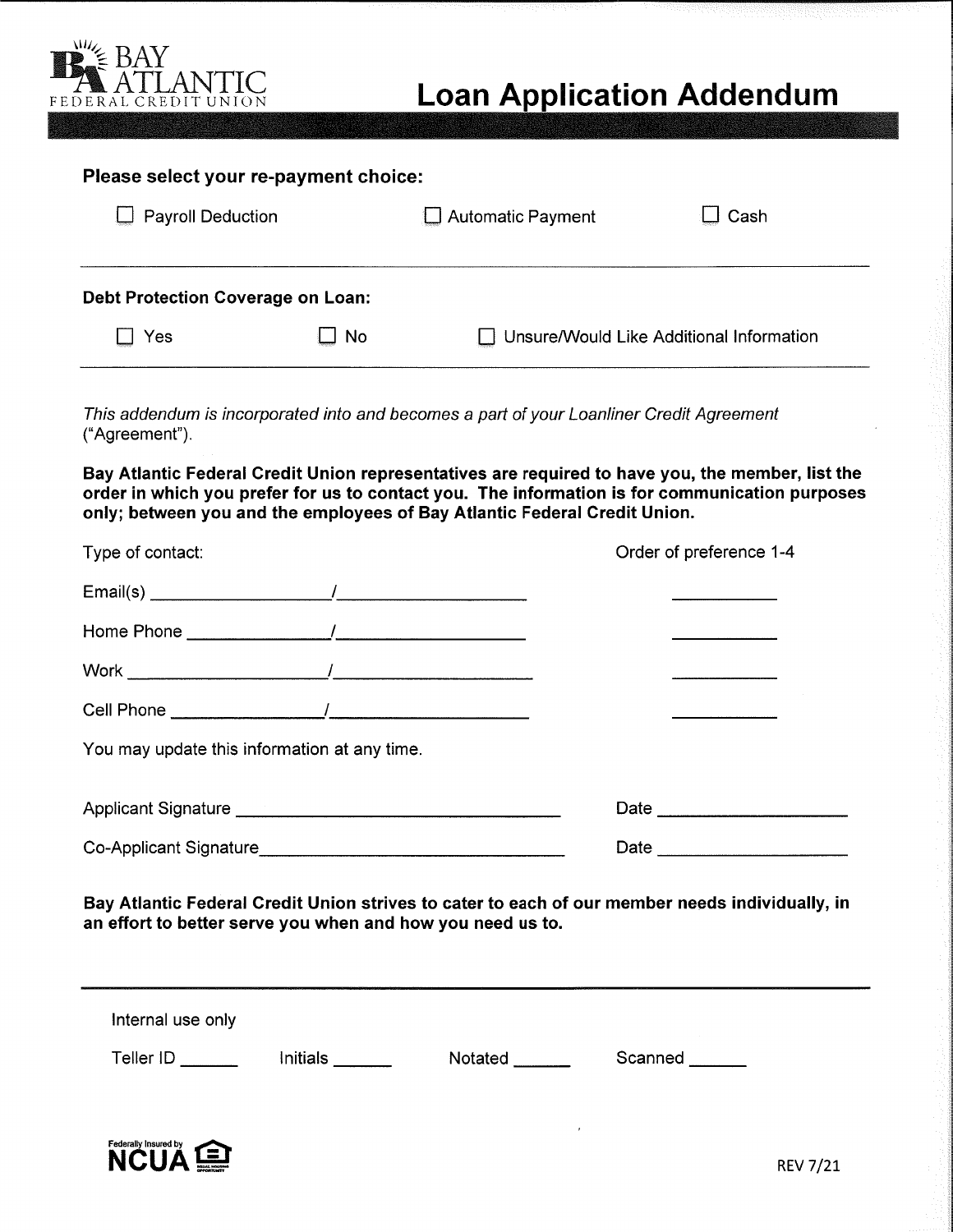BAY ATLANTIC FEDERAL CREDIT UNION

# Loan Application Addendum

**Please select your re-payment choice:**

☐ Payroll Deduction ☐ Automatic Payment ☐ Cash

**Debt Protection Coverage on Loan:**

☐ Yes ☐ No ☐ Unsure/Would Like Additional Information

*This addendum is incorporated into and becomes a part of your Loanliner Credit Agreement* ("Agreement").

**Bay Atlantic Federal Credit Union representatives are required to have you, the member, list the order in which you prefer for us to contact you. The information is for communication purposes only; between you and the employees of Bay Atlantic Federal Credit Union.**

| Type of contact: | Order of preference 1-4 |
| --- | --- |
| Email(s) ____________ / ____________ | ________ |
| Home Phone ____________ / ____________ | ________ |
| Work ____________ / ____________ | ________ |
| Cell Phone ____________ / ____________ | ________ |

You may update this information at any time.

Applicant Signature ______________________ Date ____________

Co-Applicant Signature ______________________ Date ____________

**Bay Atlantic Federal Credit Union strives to cater to each of our member needs individually, in an effort to better serve you when and how you need us to.**

---

Internal use only

Teller ID ______ Initials ______ Notated ______ Scanned ______

Federally Insured by NCUA

REV 7/21